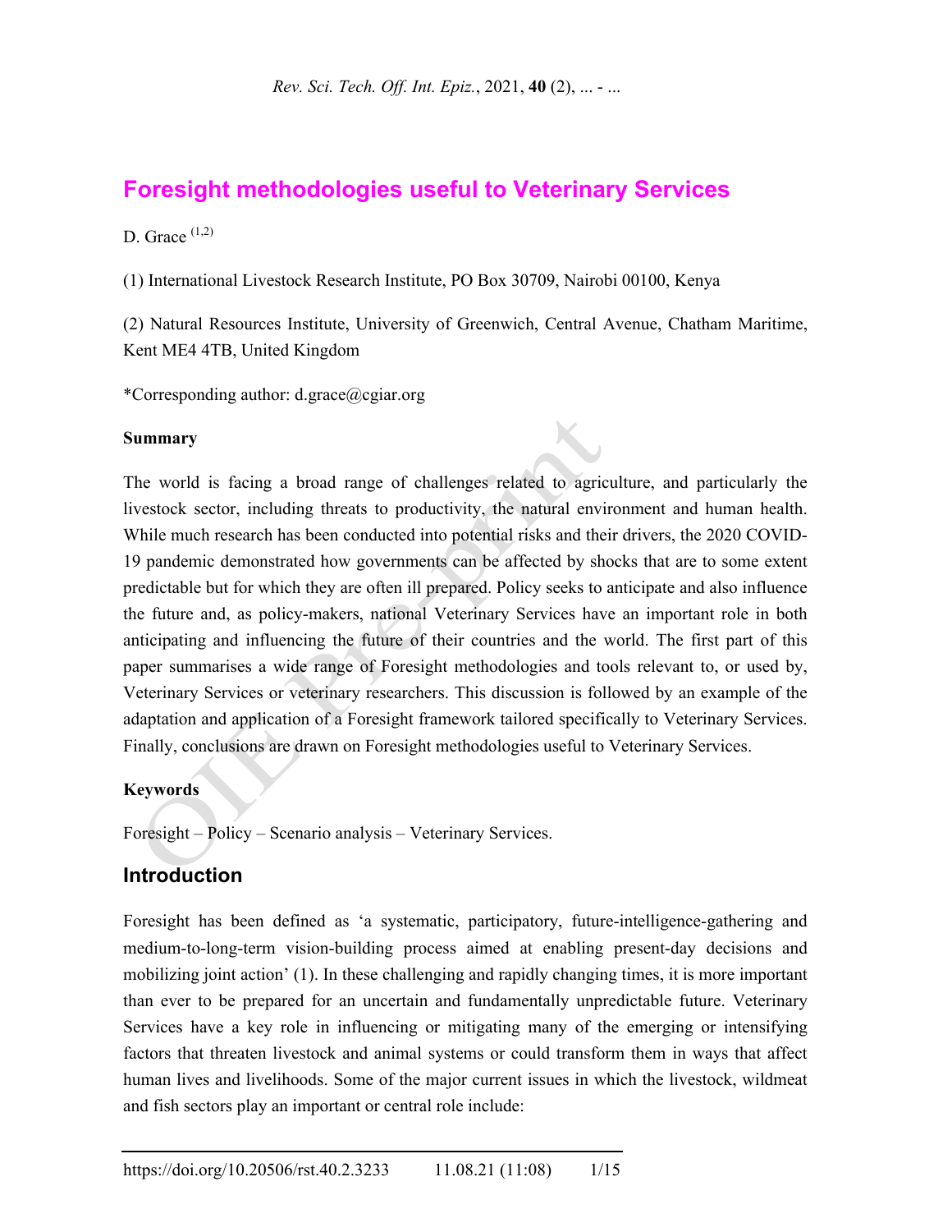# Foresight methodologies useful to Veterinary Services

D. Grace [1,2]

(1) International Livestock Research Institute, PO Box 30709, Nairobi 00100, Kenya

(2) Natural Resources Institute, University of Greenwich, Central Avenue, Chatham Maritime, Kent ME4 4TB, United Kingdom

*Corresponding author: d.grace@cgiar.org

**Summary**

The world is facing a broad range of challenges related to agriculture, and particularly the livestock sector, including threats to productivity, the natural environment and human health. While much research has been conducted into potential risks and their drivers, the 2020 COVID-19 pandemic demonstrated how governments can be affected by shocks that are to some extent predictable but for which they are often ill prepared. Policy seeks to anticipate and also influence the future and, as policy-makers, national Veterinary Services have an important role in both anticipating and influencing the future of their countries and the world. The first part of this paper summarises a wide range of Foresight methodologies and tools relevant to, or used by, Veterinary Services or veterinary researchers. This discussion is followed by an example of the adaptation and application of a Foresight framework tailored specifically to Veterinary Services. Finally, conclusions are drawn on Foresight methodologies useful to Veterinary Services.

**Keywords**

Foresight – Policy – Scenario analysis – Veterinary Services.

## Introduction

Foresight has been defined as 'a systematic, participatory, future-intelligence-gathering and medium-to-long-term vision-building process aimed at enabling present-day decisions and mobilizing joint action' (1). In these challenging and rapidly changing times, it is more important than ever to be prepared for an uncertain and fundamentally unpredictable future. Veterinary Services have a key role in influencing or mitigating many of the emerging or intensifying factors that threaten livestock and animal systems or could transform them in ways that affect human lives and livelihoods. Some of the major current issues in which the livestock, wildmeat and fish sectors play an important or central role include: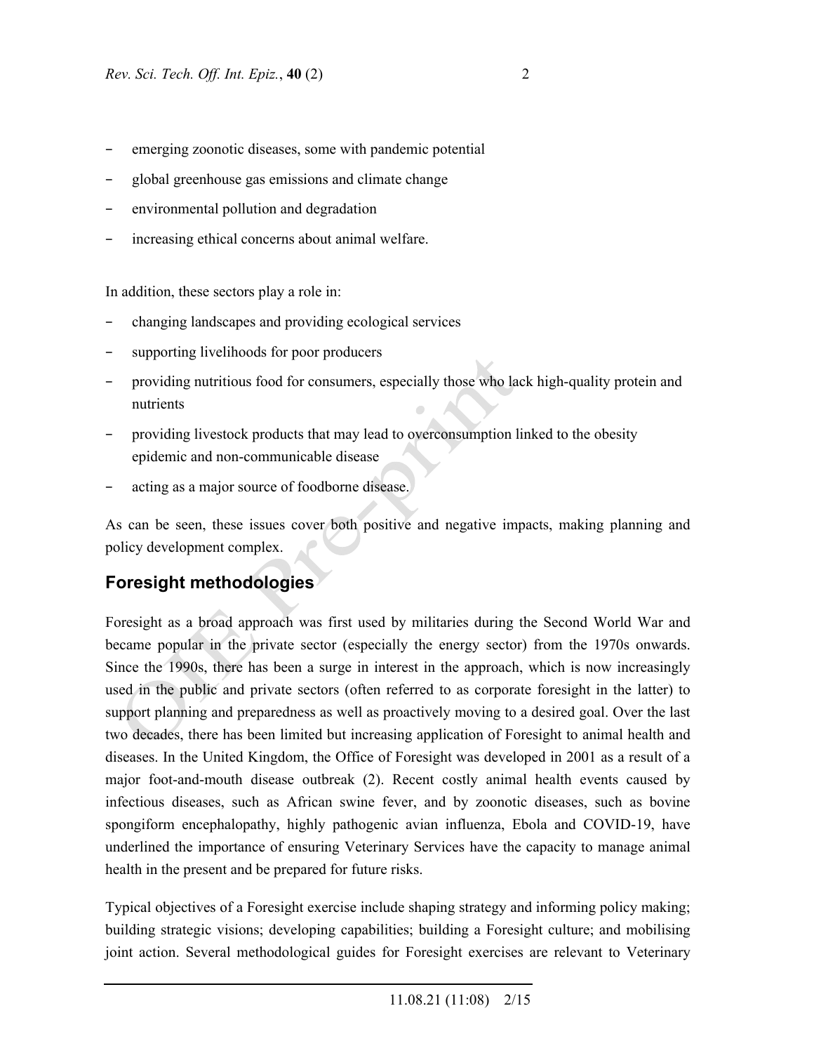- emerging zoonotic diseases, some with pandemic potential
- global greenhouse gas emissions and climate change
- environmental pollution and degradation
- increasing ethical concerns about animal welfare.

In addition, these sectors play a role in:

- changing landscapes and providing ecological services
- supporting livelihoods for poor producers
- providing nutritious food for consumers, especially those who lack high-quality protein and nutrients
- providing livestock products that may lead to overconsumption linked to the obesity epidemic and non-communicable disease
- acting as a major source of foodborne disease.

As can be seen, these issues cover both positive and negative impacts, making planning and policy development complex.

## Foresight methodologies

Foresight as a broad approach was first used by militaries during the Second World War and became popular in the private sector (especially the energy sector) from the 1970s onwards. Since the 1990s, there has been a surge in interest in the approach, which is now increasingly used in the public and private sectors (often referred to as corporate foresight in the latter) to support planning and preparedness as well as proactively moving to a desired goal. Over the last two decades, there has been limited but increasing application of Foresight to animal health and diseases. In the United Kingdom, the Office of Foresight was developed in 2001 as a result of a major foot-and-mouth disease outbreak (2). Recent costly animal health events caused by infectious diseases, such as African swine fever, and by zoonotic diseases, such as bovine spongiform encephalopathy, highly pathogenic avian influenza, Ebola and COVID-19, have underlined the importance of ensuring Veterinary Services have the capacity to manage animal health in the present and be prepared for future risks.

Typical objectives of a Foresight exercise include shaping strategy and informing policy making; building strategic visions; developing capabilities; building a Foresight culture; and mobilising joint action. Several methodological guides for Foresight exercises are relevant to Veterinary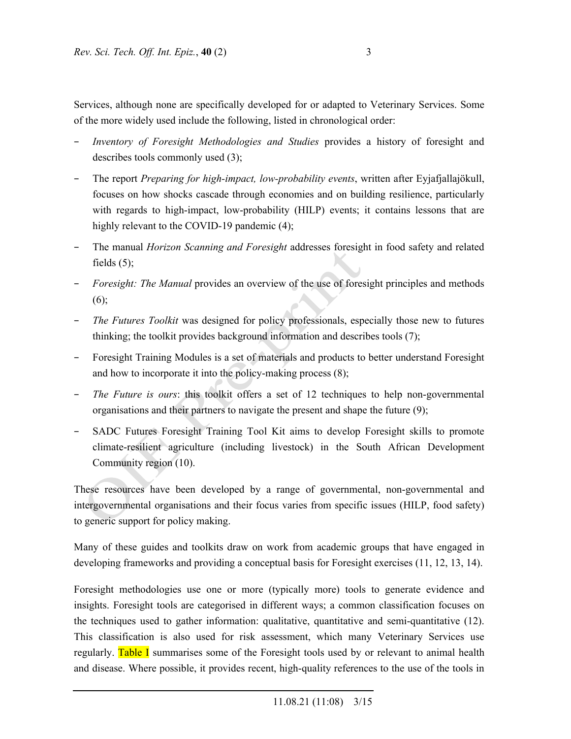Services, although none are specifically developed for or adapted to Veterinary Services. Some of the more widely used include the following, listed in chronological order:

- *Inventory of Foresight Methodologies and Studies* provides a history of foresight and describes tools commonly used (3);
- The report *Preparing for high-impact, low-probability events*, written after Eyjafjallajökull, focuses on how shocks cascade through economies and on building resilience, particularly with regards to high-impact, low-probability (HILP) events; it contains lessons that are highly relevant to the COVID-19 pandemic (4);
- The manual *Horizon Scanning and Foresight* addresses foresight in food safety and related fields (5);
- *Foresight: The Manual* provides an overview of the use of foresight principles and methods (6);
- *The Futures Toolkit* was designed for policy professionals, especially those new to futures thinking; the toolkit provides background information and describes tools (7);
- Foresight Training Modules is a set of materials and products to better understand Foresight and how to incorporate it into the policy-making process (8);
- *The Future is ours*: this toolkit offers a set of 12 techniques to help non-governmental organisations and their partners to navigate the present and shape the future (9);
- SADC Futures Foresight Training Tool Kit aims to develop Foresight skills to promote climate-resilient agriculture (including livestock) in the South African Development Community region (10).

These resources have been developed by a range of governmental, non-governmental and intergovernmental organisations and their focus varies from specific issues (HILP, food safety) to generic support for policy making.

Many of these guides and toolkits draw on work from academic groups that have engaged in developing frameworks and providing a conceptual basis for Foresight exercises (11, 12, 13, 14).

Foresight methodologies use one or more (typically more) tools to generate evidence and insights. Foresight tools are categorised in different ways; a common classification focuses on the techniques used to gather information: qualitative, quantitative and semi-quantitative (12). This classification is also used for risk assessment, which many Veterinary Services use regularly. Table I summarises some of the Foresight tools used by or relevant to animal health and disease. Where possible, it provides recent, high-quality references to the use of the tools in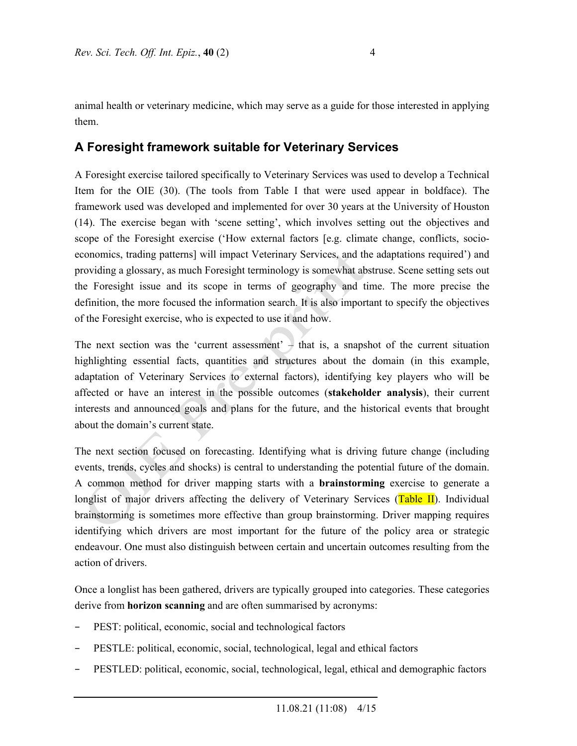animal health or veterinary medicine, which may serve as a guide for those interested in applying them.

## A Foresight framework suitable for Veterinary Services

A Foresight exercise tailored specifically to Veterinary Services was used to develop a Technical Item for the OIE (30). (The tools from Table I that were used appear in boldface). The framework used was developed and implemented for over 30 years at the University of Houston (14). The exercise began with 'scene setting', which involves setting out the objectives and scope of the Foresight exercise ('How external factors [e.g. climate change, conflicts, socio-economics, trading patterns] will impact Veterinary Services, and the adaptations required') and providing a glossary, as much Foresight terminology is somewhat abstruse. Scene setting sets out the Foresight issue and its scope in terms of geography and time. The more precise the definition, the more focused the information search. It is also important to specify the objectives of the Foresight exercise, who is expected to use it and how.

The next section was the 'current assessment' – that is, a snapshot of the current situation highlighting essential facts, quantities and structures about the domain (in this example, adaptation of Veterinary Services to external factors), identifying key players who will be affected or have an interest in the possible outcomes (**stakeholder analysis**), their current interests and announced goals and plans for the future, and the historical events that brought about the domain's current state.

The next section focused on forecasting. Identifying what is driving future change (including events, trends, cycles and shocks) is central to understanding the potential future of the domain. A common method for driver mapping starts with a **brainstorming** exercise to generate a longlist of major drivers affecting the delivery of Veterinary Services (Table II). Individual brainstorming is sometimes more effective than group brainstorming. Driver mapping requires identifying which drivers are most important for the future of the policy area or strategic endeavour. One must also distinguish between certain and uncertain outcomes resulting from the action of drivers.

Once a longlist has been gathered, drivers are typically grouped into categories. These categories derive from **horizon scanning** and are often summarised by acronyms:

- PEST: political, economic, social and technological factors
- PESTLE: political, economic, social, technological, legal and ethical factors
- PESTLED: political, economic, social, technological, legal, ethical and demographic factors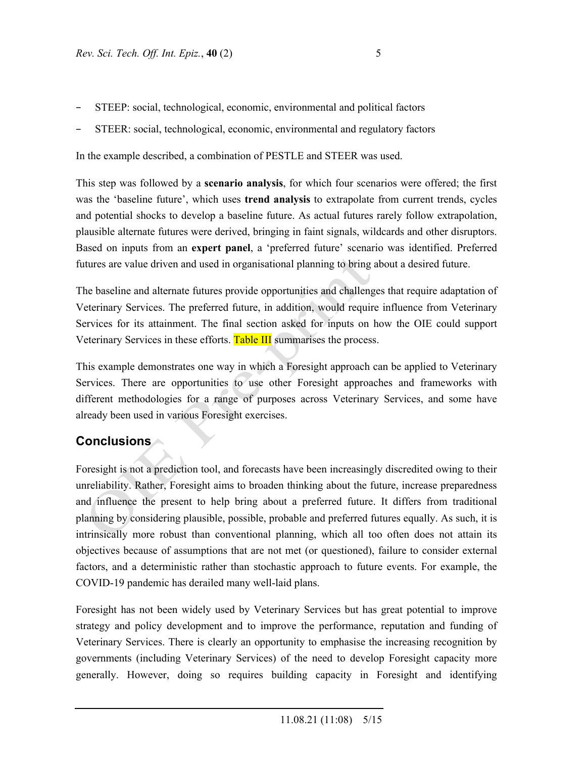- STEEP: social, technological, economic, environmental and political factors
- STEER: social, technological, economic, environmental and regulatory factors

In the example described, a combination of PESTLE and STEER was used.

This step was followed by a **scenario analysis**, for which four scenarios were offered; the first was the 'baseline future', which uses **trend analysis** to extrapolate from current trends, cycles and potential shocks to develop a baseline future. As actual futures rarely follow extrapolation, plausible alternate futures were derived, bringing in faint signals, wildcards and other disruptors. Based on inputs from an **expert panel**, a 'preferred future' scenario was identified. Preferred futures are value driven and used in organisational planning to bring about a desired future.

The baseline and alternate futures provide opportunities and challenges that require adaptation of Veterinary Services. The preferred future, in addition, would require influence from Veterinary Services for its attainment. The final section asked for inputs on how the OIE could support Veterinary Services in these efforts. Table III summarises the process.

This example demonstrates one way in which a Foresight approach can be applied to Veterinary Services. There are opportunities to use other Foresight approaches and frameworks with different methodologies for a range of purposes across Veterinary Services, and some have already been used in various Foresight exercises.

## Conclusions

Foresight is not a prediction tool, and forecasts have been increasingly discredited owing to their unreliability. Rather, Foresight aims to broaden thinking about the future, increase preparedness and influence the present to help bring about a preferred future. It differs from traditional planning by considering plausible, possible, probable and preferred futures equally. As such, it is intrinsically more robust than conventional planning, which all too often does not attain its objectives because of assumptions that are not met (or questioned), failure to consider external factors, and a deterministic rather than stochastic approach to future events. For example, the COVID-19 pandemic has derailed many well-laid plans.

Foresight has not been widely used by Veterinary Services but has great potential to improve strategy and policy development and to improve the performance, reputation and funding of Veterinary Services. There is clearly an opportunity to emphasise the increasing recognition by governments (including Veterinary Services) of the need to develop Foresight capacity more generally. However, doing so requires building capacity in Foresight and identifying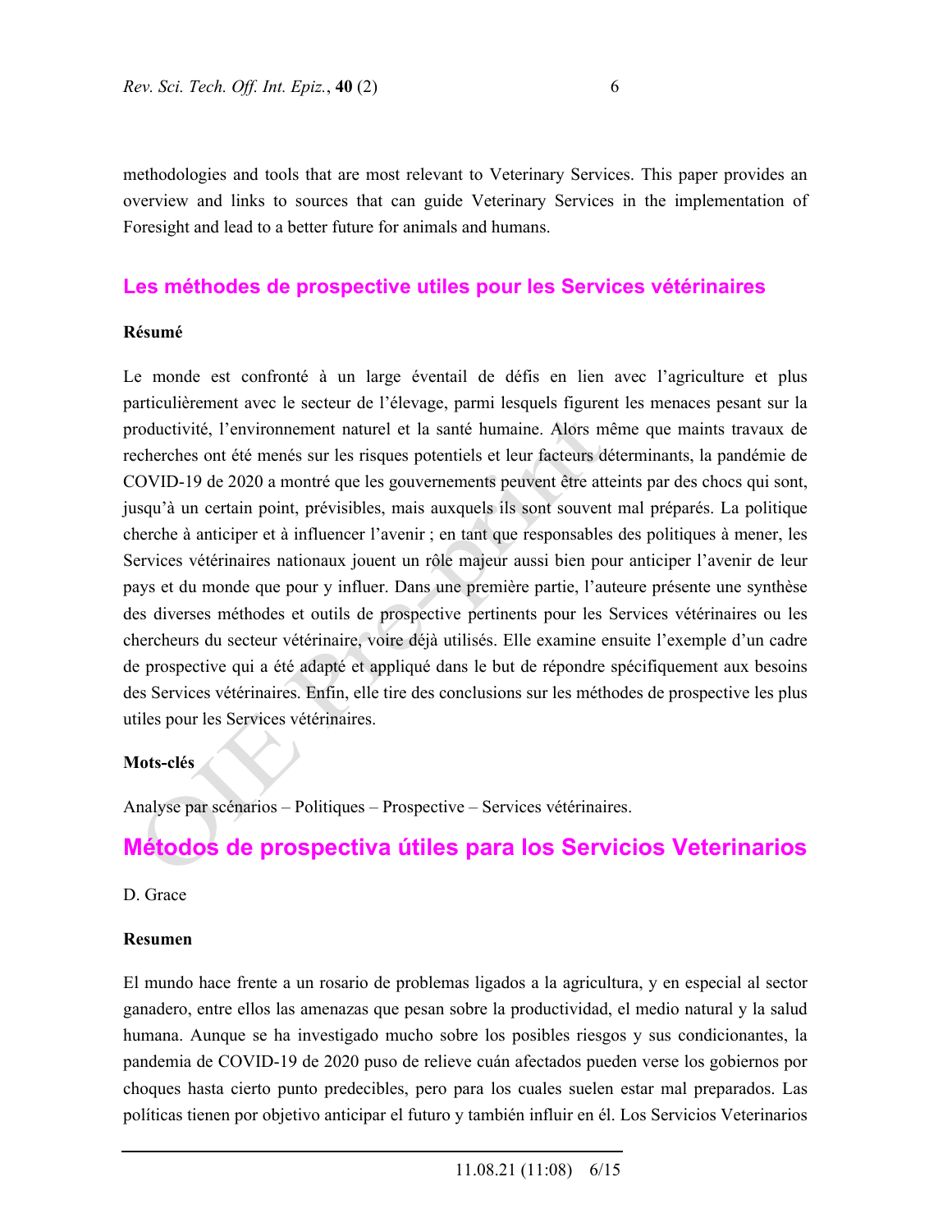methodologies and tools that are most relevant to Veterinary Services. This paper provides an overview and links to sources that can guide Veterinary Services in the implementation of Foresight and lead to a better future for animals and humans.

## Les méthodes de prospective utiles pour les Services vétérinaires

**Résumé**

Le monde est confronté à un large éventail de défis en lien avec l'agriculture et plus particulièrement avec le secteur de l'élevage, parmi lesquels figurent les menaces pesant sur la productivité, l'environnement naturel et la santé humaine. Alors même que maints travaux de recherches ont été menés sur les risques potentiels et leur facteurs déterminants, la pandémie de COVID-19 de 2020 a montré que les gouvernements peuvent être atteints par des chocs qui sont, jusqu'à un certain point, prévisibles, mais auxquels ils sont souvent mal préparés. La politique cherche à anticiper et à influencer l'avenir ; en tant que responsables des politiques à mener, les Services vétérinaires nationaux jouent un rôle majeur aussi bien pour anticiper l'avenir de leur pays et du monde que pour y influer. Dans une première partie, l'auteure présente une synthèse des diverses méthodes et outils de prospective pertinents pour les Services vétérinaires ou les chercheurs du secteur vétérinaire, voire déjà utilisés. Elle examine ensuite l'exemple d'un cadre de prospective qui a été adapté et appliqué dans le but de répondre spécifiquement aux besoins des Services vétérinaires. Enfin, elle tire des conclusions sur les méthodes de prospective les plus utiles pour les Services vétérinaires.

**Mots-clés**

Analyse par scénarios – Politiques – Prospective – Services vétérinaires.

## Métodos de prospectiva útiles para los Servicios Veterinarios

D. Grace

**Resumen**

El mundo hace frente a un rosario de problemas ligados a la agricultura, y en especial al sector ganadero, entre ellos las amenazas que pesan sobre la productividad, el medio natural y la salud humana. Aunque se ha investigado mucho sobre los posibles riesgos y sus condicionantes, la pandemia de COVID-19 de 2020 puso de relieve cuán afectados pueden verse los gobiernos por choques hasta cierto punto predecibles, pero para los cuales suelen estar mal preparados. Las políticas tienen por objetivo anticipar el futuro y también influir en él. Los Servicios Veterinarios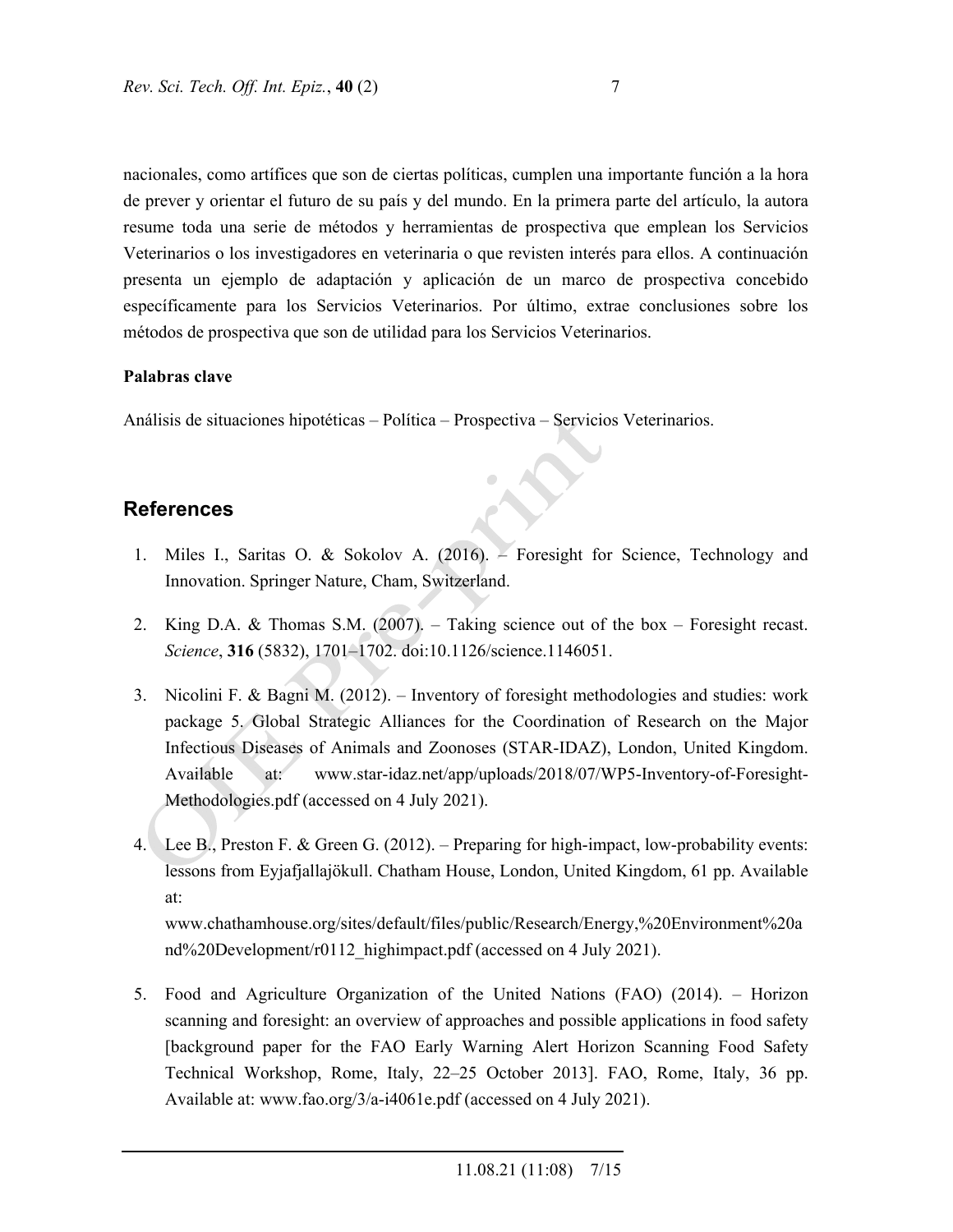nacionales, como artífices que son de ciertas políticas, cumplen una importante función a la hora de prever y orientar el futuro de su país y del mundo. En la primera parte del artículo, la autora resume toda una serie de métodos y herramientas de prospectiva que emplean los Servicios Veterinarios o los investigadores en veterinaria o que revisten interés para ellos. A continuación presenta un ejemplo de adaptación y aplicación de un marco de prospectiva concebido específicamente para los Servicios Veterinarios. Por último, extrae conclusiones sobre los métodos de prospectiva que son de utilidad para los Servicios Veterinarios.

**Palabras clave**

Análisis de situaciones hipotéticas – Política – Prospectiva – Servicios Veterinarios.

## References

1. Miles I., Saritas O. & Sokolov A. (2016). – Foresight for Science, Technology and Innovation. Springer Nature, Cham, Switzerland.

2. King D.A. & Thomas S.M. (2007). – Taking science out of the box – Foresight recast. *Science*, **316** (5832), 1701–1702. doi:10.1126/science.1146051.

3. Nicolini F. & Bagni M. (2012). – Inventory of foresight methodologies and studies: work package 5. Global Strategic Alliances for the Coordination of Research on the Major Infectious Diseases of Animals and Zoonoses (STAR-IDAZ), London, United Kingdom. Available at: www.star-idaz.net/app/uploads/2018/07/WP5-Inventory-of-Foresight-Methodologies.pdf (accessed on 4 July 2021).

4. Lee B., Preston F. & Green G. (2012). – Preparing for high-impact, low-probability events: lessons from Eyjafjallajökull. Chatham House, London, United Kingdom, 61 pp. Available at: www.chathamhouse.org/sites/default/files/public/Research/Energy,%20Environment%20and%20Development/r0112_highimpact.pdf (accessed on 4 July 2021).

5. Food and Agriculture Organization of the United Nations (FAO) (2014). – Horizon scanning and foresight: an overview of approaches and possible applications in food safety [background paper for the FAO Early Warning Alert Horizon Scanning Food Safety Technical Workshop, Rome, Italy, 22–25 October 2013]. FAO, Rome, Italy, 36 pp. Available at: www.fao.org/3/a-i4061e.pdf (accessed on 4 July 2021).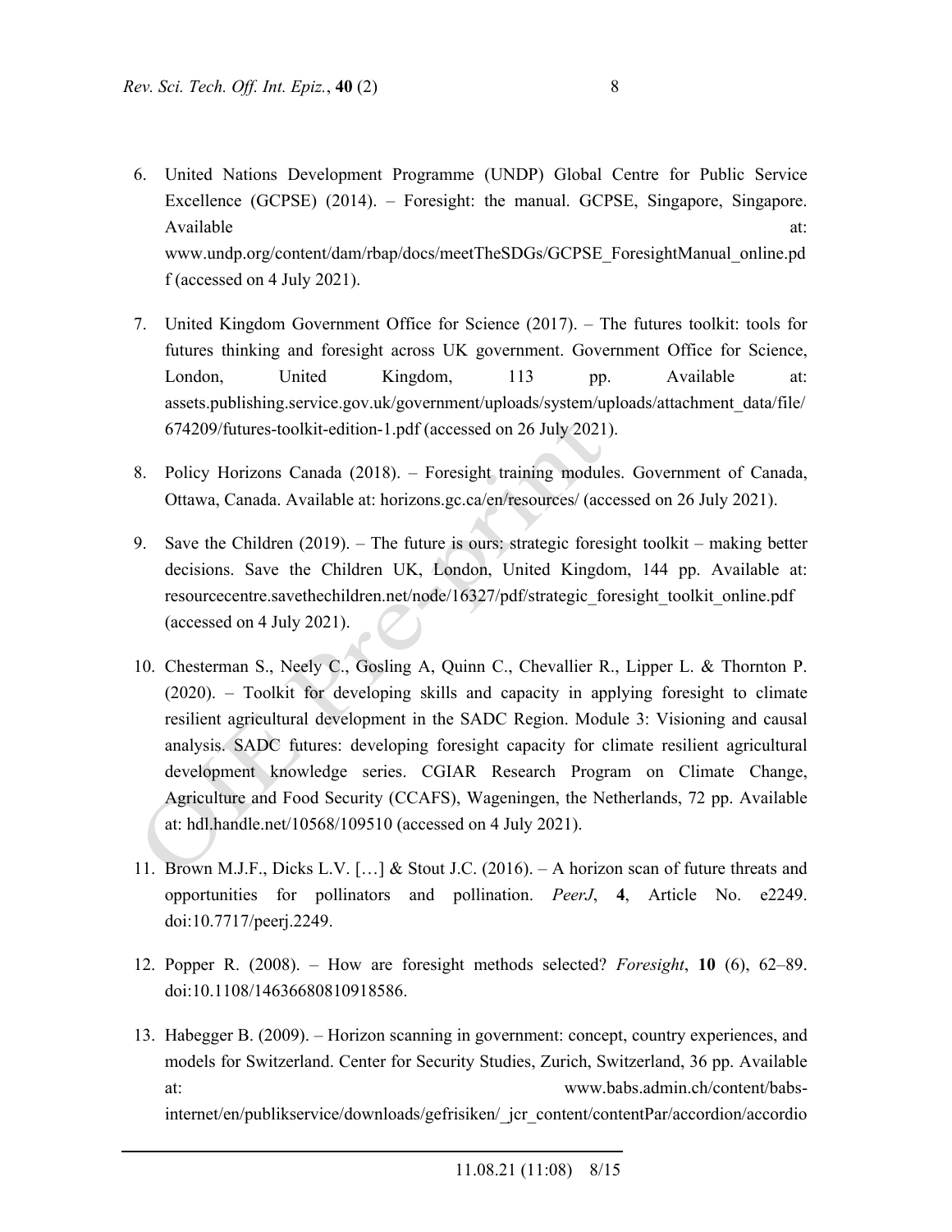6. United Nations Development Programme (UNDP) Global Centre for Public Service Excellence (GCPSE) (2014). – Foresight: the manual. GCPSE, Singapore, Singapore. Available at: www.undp.org/content/dam/rbap/docs/meetTheSDGs/GCPSE_ForesightManual_online.pdf (accessed on 4 July 2021).

7. United Kingdom Government Office for Science (2017). – The futures toolkit: tools for futures thinking and foresight across UK government. Government Office for Science, London, United Kingdom, 113 pp. Available at: assets.publishing.service.gov.uk/government/uploads/system/uploads/attachment_data/file/674209/futures-toolkit-edition-1.pdf (accessed on 26 July 2021).

8. Policy Horizons Canada (2018). – Foresight training modules. Government of Canada, Ottawa, Canada. Available at: horizons.gc.ca/en/resources/ (accessed on 26 July 2021).

9. Save the Children (2019). – The future is ours: strategic foresight toolkit – making better decisions. Save the Children UK, London, United Kingdom, 144 pp. Available at: resourcecentre.savethechildren.net/node/16327/pdf/strategic_foresight_toolkit_online.pdf (accessed on 4 July 2021).

10. Chesterman S., Neely C., Gosling A, Quinn C., Chevallier R., Lipper L. & Thornton P. (2020). – Toolkit for developing skills and capacity in applying foresight to climate resilient agricultural development in the SADC Region. Module 3: Visioning and causal analysis. SADC futures: developing foresight capacity for climate resilient agricultural development knowledge series. CGIAR Research Program on Climate Change, Agriculture and Food Security (CCAFS), Wageningen, the Netherlands, 72 pp. Available at: hdl.handle.net/10568/109510 (accessed on 4 July 2021).

11. Brown M.J.F., Dicks L.V. […] & Stout J.C. (2016). – A horizon scan of future threats and opportunities for pollinators and pollination. *PeerJ*, **4**, Article No. e2249. doi:10.7717/peerj.2249.

12. Popper R. (2008). – How are foresight methods selected? *Foresight*, **10** (6), 62–89. doi:10.1108/14636680810918586.

13. Habegger B. (2009). – Horizon scanning in government: concept, country experiences, and models for Switzerland. Center for Security Studies, Zurich, Switzerland, 36 pp. Available at: www.babs.admin.ch/content/babs-internet/en/publikservice/downloads/gefrisiken/_jcr_content/contentPar/accordion/accordio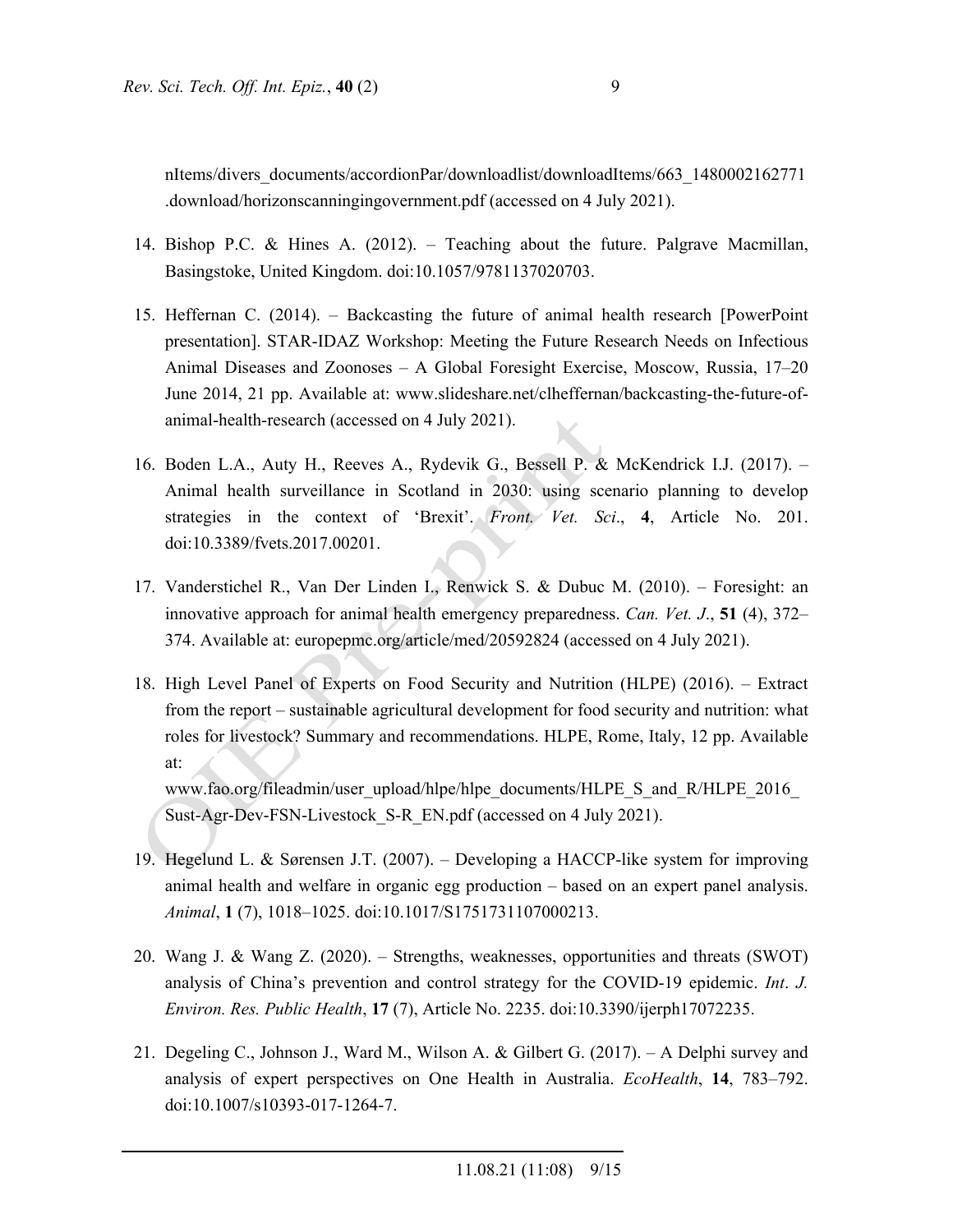nItems/divers_documents/accordionPar/downloadlist/downloadItems/663_1480002162771.download/horizonscanningingovernment.pdf (accessed on 4 July 2021).

14. Bishop P.C. & Hines A. (2012). – Teaching about the future. Palgrave Macmillan, Basingstoke, United Kingdom. doi:10.1057/9781137020703.

15. Heffernan C. (2014). – Backcasting the future of animal health research [PowerPoint presentation]. STAR-IDAZ Workshop: Meeting the Future Research Needs on Infectious Animal Diseases and Zoonoses – A Global Foresight Exercise, Moscow, Russia, 17–20 June 2014, 21 pp. Available at: www.slideshare.net/clheffernan/backcasting-the-future-of-animal-health-research (accessed on 4 July 2021).

16. Boden L.A., Auty H., Reeves A., Rydevik G., Bessell P. & McKendrick I.J. (2017). – Animal health surveillance in Scotland in 2030: using scenario planning to develop strategies in the context of 'Brexit'. *Front. Vet. Sci*., **4**, Article No. 201. doi:10.3389/fvets.2017.00201.

17. Vanderstichel R., Van Der Linden I., Renwick S. & Dubuc M. (2010). – Foresight: an innovative approach for animal health emergency preparedness. *Can. Vet. J*., **51** (4), 372–374. Available at: europepmc.org/article/med/20592824 (accessed on 4 July 2021).

18. High Level Panel of Experts on Food Security and Nutrition (HLPE) (2016). – Extract from the report – sustainable agricultural development for food security and nutrition: what roles for livestock? Summary and recommendations. HLPE, Rome, Italy, 12 pp. Available at: www.fao.org/fileadmin/user_upload/hlpe/hlpe_documents/HLPE_S_and_R/HLPE_2016_Sust-Agr-Dev-FSN-Livestock_S-R_EN.pdf (accessed on 4 July 2021).

19. Hegelund L. & Sørensen J.T. (2007). – Developing a HACCP-like system for improving animal health and welfare in organic egg production – based on an expert panel analysis. *Animal*, **1** (7), 1018–1025. doi:10.1017/S1751731107000213.

20. Wang J. & Wang Z. (2020). – Strengths, weaknesses, opportunities and threats (SWOT) analysis of China's prevention and control strategy for the COVID-19 epidemic. *Int. J. Environ. Res. Public Health*, **17** (7), Article No. 2235. doi:10.3390/ijerph17072235.

21. Degeling C., Johnson J., Ward M., Wilson A. & Gilbert G. (2017). – A Delphi survey and analysis of expert perspectives on One Health in Australia. *EcoHealth*, **14**, 783–792. doi:10.1007/s10393-017-1264-7.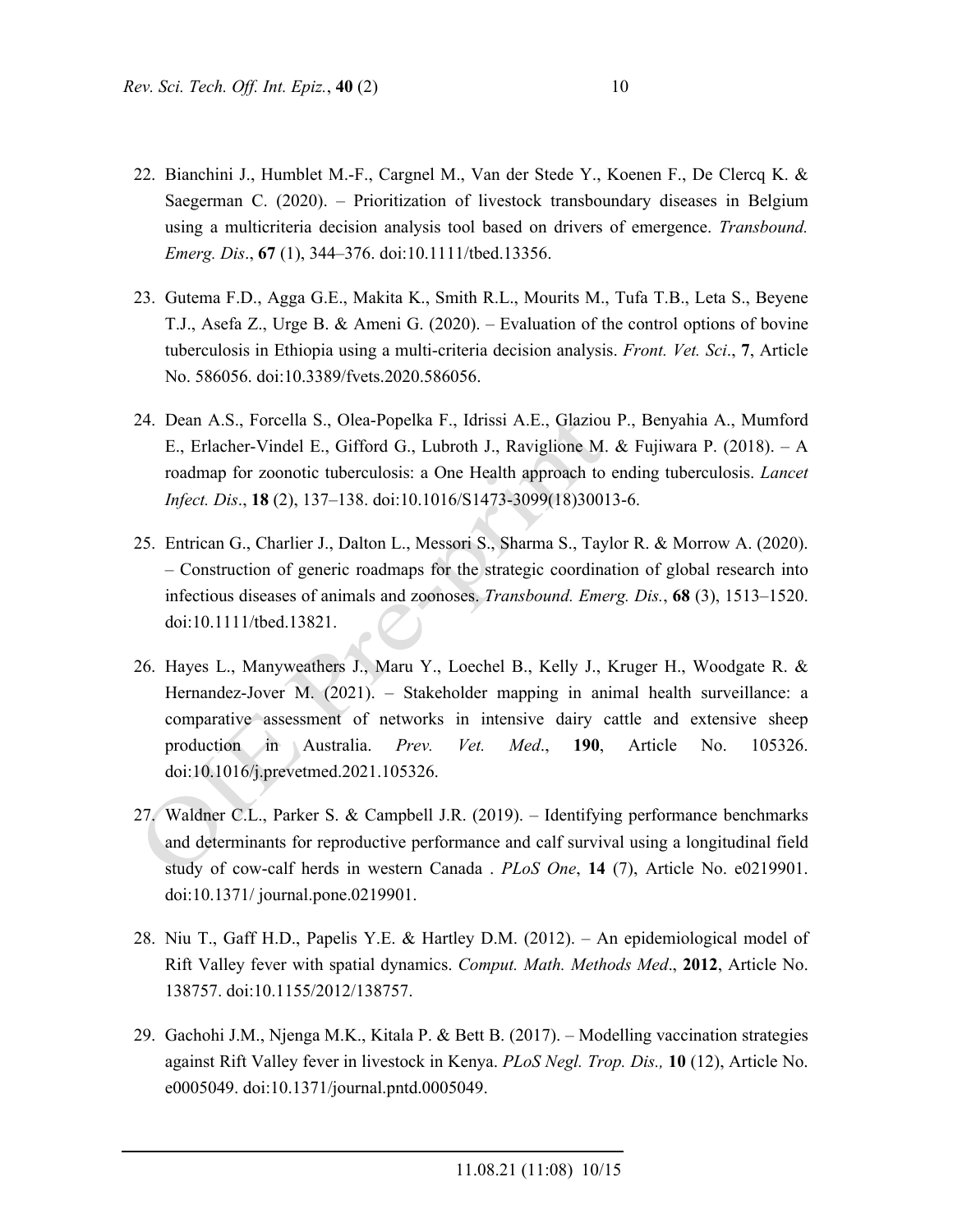22. Bianchini J., Humblet M.-F., Cargnel M., Van der Stede Y., Koenen F., De Clercq K. & Saegerman C. (2020). – Prioritization of livestock transboundary diseases in Belgium using a multicriteria decision analysis tool based on drivers of emergence. *Transbound. Emerg. Dis*., **67** (1), 344–376. doi:10.1111/tbed.13356.

23. Gutema F.D., Agga G.E., Makita K., Smith R.L., Mourits M., Tufa T.B., Leta S., Beyene T.J., Asefa Z., Urge B. & Ameni G. (2020). – Evaluation of the control options of bovine tuberculosis in Ethiopia using a multi-criteria decision analysis. *Front. Vet. Sci*., **7**, Article No. 586056. doi:10.3389/fvets.2020.586056.

24. Dean A.S., Forcella S., Olea-Popelka F., Idrissi A.E., Glaziou P., Benyahia A., Mumford E., Erlacher-Vindel E., Gifford G., Lubroth J., Raviglione M. & Fujiwara P. (2018). – A roadmap for zoonotic tuberculosis: a One Health approach to ending tuberculosis. *Lancet Infect. Dis*., **18** (2), 137–138. doi:10.1016/S1473-3099(18)30013-6.

25. Entrican G., Charlier J., Dalton L., Messori S., Sharma S., Taylor R. & Morrow A. (2020). – Construction of generic roadmaps for the strategic coordination of global research into infectious diseases of animals and zoonoses. *Transbound. Emerg. Dis.*, **68** (3), 1513–1520. doi:10.1111/tbed.13821.

26. Hayes L., Manyweathers J., Maru Y., Loechel B., Kelly J., Kruger H., Woodgate R. & Hernandez-Jover M. (2021). – Stakeholder mapping in animal health surveillance: a comparative assessment of networks in intensive dairy cattle and extensive sheep production in Australia. *Prev. Vet. Med*., **190**, Article No. 105326. doi:10.1016/j.prevetmed.2021.105326.

27. Waldner C.L., Parker S. & Campbell J.R. (2019). – Identifying performance benchmarks and determinants for reproductive performance and calf survival using a longitudinal field study of cow-calf herds in western Canada . *PLoS One*, **14** (7), Article No. e0219901. doi:10.1371/ journal.pone.0219901.

28. Niu T., Gaff H.D., Papelis Y.E. & Hartley D.M. (2012). – An epidemiological model of Rift Valley fever with spatial dynamics. *Comput. Math. Methods Med*., **2012**, Article No. 138757. doi:10.1155/2012/138757.

29. Gachohi J.M., Njenga M.K., Kitala P. & Bett B. (2017). – Modelling vaccination strategies against Rift Valley fever in livestock in Kenya. *PLoS Negl. Trop. Dis.,* **10** (12), Article No. e0005049. doi:10.1371/journal.pntd.0005049.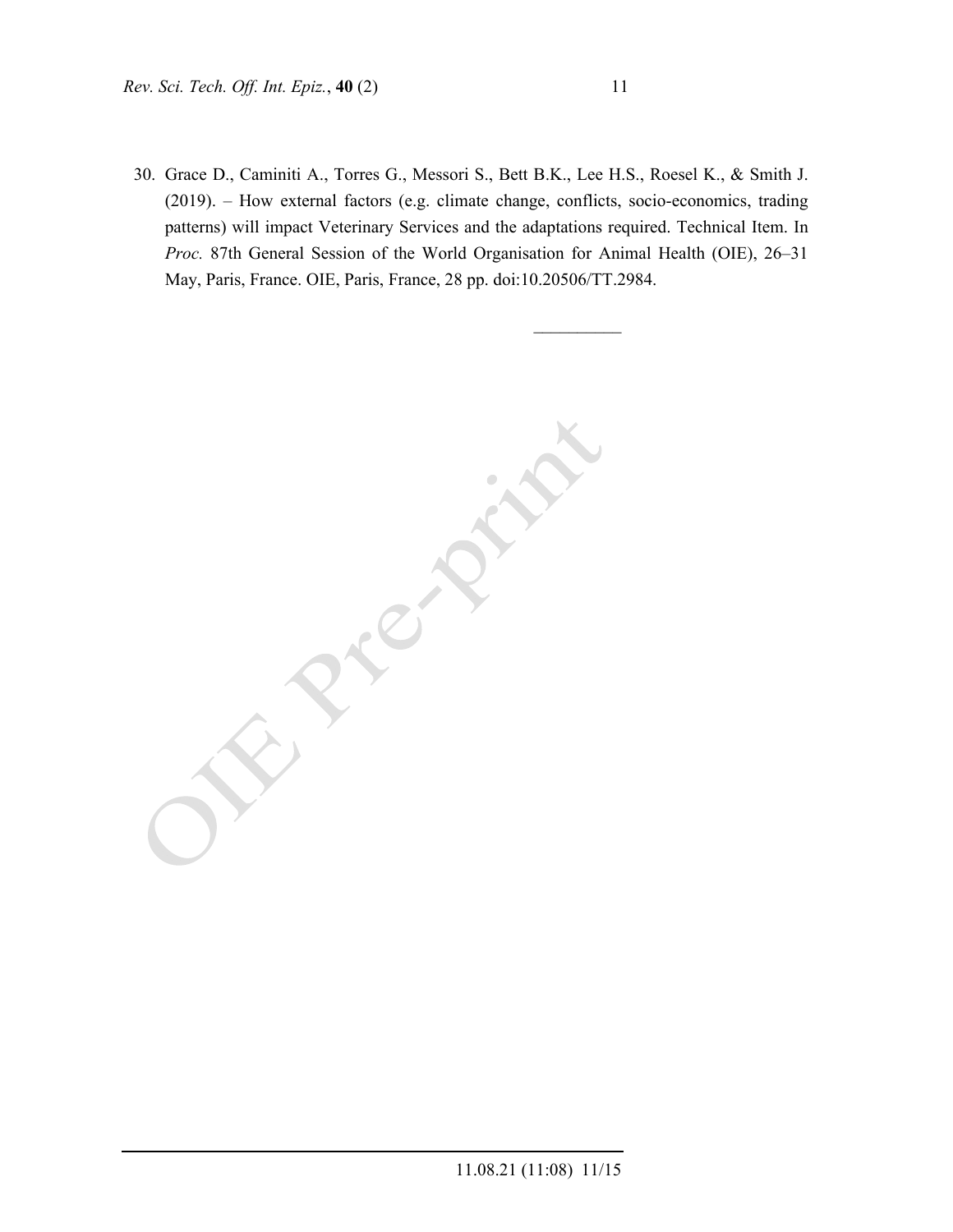30. Grace D., Caminiti A., Torres G., Messori S., Bett B.K., Lee H.S., Roesel K., & Smith J. (2019). – How external factors (e.g. climate change, conflicts, socio-economics, trading patterns) will impact Veterinary Services and the adaptations required. Technical Item. In *Proc.* 87th General Session of the World Organisation for Animal Health (OIE), 26–31 May, Paris, France. OIE, Paris, France, 28 pp. doi:10.20506/TT.2984.

__________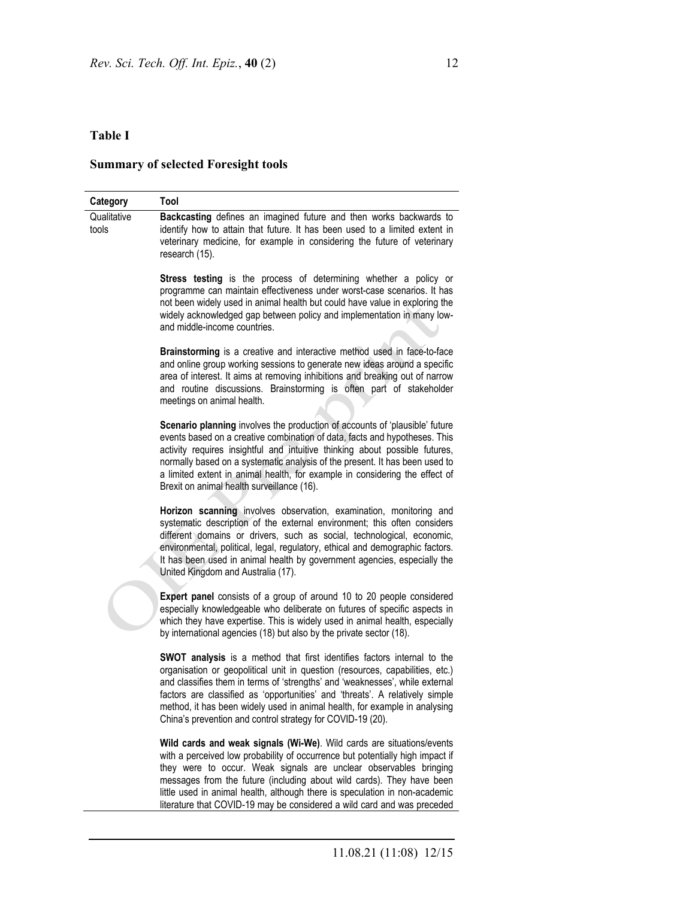## Table I

### Summary of selected Foresight tools

| Category | Tool |
|---|---|
| Qualitative tools | **Backcasting** defines an imagined future and then works backwards to identify how to attain that future. It has been used to a limited extent in veterinary medicine, for example in considering the future of veterinary research (15). |
| | **Stress testing** is the process of determining whether a policy or programme can maintain effectiveness under worst-case scenarios. It has not been widely used in animal health but could have value in exploring the widely acknowledged gap between policy and implementation in many low- and middle-income countries. |
| | **Brainstorming** is a creative and interactive method used in face-to-face and online group working sessions to generate new ideas around a specific area of interest. It aims at removing inhibitions and breaking out of narrow and routine discussions. Brainstorming is often part of stakeholder meetings on animal health. |
| | **Scenario planning** involves the production of accounts of 'plausible' future events based on a creative combination of data, facts and hypotheses. This activity requires insightful and intuitive thinking about possible futures, normally based on a systematic analysis of the present. It has been used to a limited extent in animal health, for example in considering the effect of Brexit on animal health surveillance (16). |
| | **Horizon scanning** involves observation, examination, monitoring and systematic description of the external environment; this often considers different domains or drivers, such as social, technological, economic, environmental, political, legal, regulatory, ethical and demographic factors. It has been used in animal health by government agencies, especially the United Kingdom and Australia (17). |
| | **Expert panel** consists of a group of around 10 to 20 people considered especially knowledgeable who deliberate on futures of specific aspects in which they have expertise. This is widely used in animal health, especially by international agencies (18) but also by the private sector (18). |
| | **SWOT analysis** is a method that first identifies factors internal to the organisation or geopolitical unit in question (resources, capabilities, etc.) and classifies them in terms of 'strengths' and 'weaknesses', while external factors are classified as 'opportunities' and 'threats'. A relatively simple method, it has been widely used in animal health, for example in analysing China's prevention and control strategy for COVID-19 (20). |
| | **Wild cards and weak signals (Wi-We)**. Wild cards are situations/events with a perceived low probability of occurrence but potentially high impact if they were to occur. Weak signals are unclear observables bringing messages from the future (including about wild cards). They have been little used in animal health, although there is speculation in non-academic literature that COVID-19 may be considered a wild card and was preceded |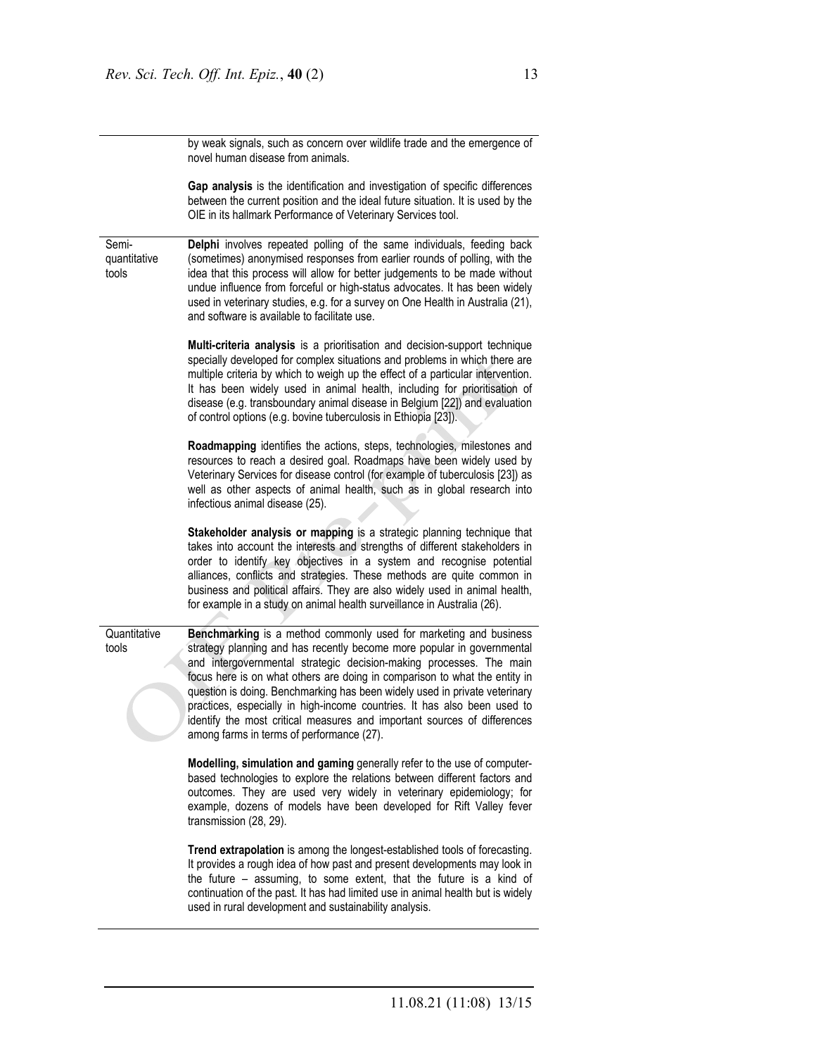| | |
|---|---|
| | by weak signals, such as concern over wildlife trade and the emergence of novel human disease from animals.<br><br>**Gap analysis** is the identification and investigation of specific differences between the current position and the ideal future situation. It is used by the OIE in its hallmark Performance of Veterinary Services tool. |
| Semi-quantitative tools | **Delphi** involves repeated polling of the same individuals, feeding back (sometimes) anonymised responses from earlier rounds of polling, with the idea that this process will allow for better judgements to be made without undue influence from forceful or high-status advocates. It has been widely used in veterinary studies, e.g. for a survey on One Health in Australia (21), and software is available to facilitate use.<br><br>**Multi-criteria analysis** is a prioritisation and decision-support technique specially developed for complex situations and problems in which there are multiple criteria by which to weigh up the effect of a particular intervention. It has been widely used in animal health, including for prioritisation of disease (e.g. transboundary animal disease in Belgium [22]) and evaluation of control options (e.g. bovine tuberculosis in Ethiopia [23]).<br><br>**Roadmapping** identifies the actions, steps, technologies, milestones and resources to reach a desired goal. Roadmaps have been widely used by Veterinary Services for disease control (for example of tuberculosis [23]) as well as other aspects of animal health, such as in global research into infectious animal disease (25).<br><br>**Stakeholder analysis or mapping** is a strategic planning technique that takes into account the interests and strengths of different stakeholders in order to identify key objectives in a system and recognise potential alliances, conflicts and strategies. These methods are quite common in business and political affairs. They are also widely used in animal health, for example in a study on animal health surveillance in Australia (26). |
| Quantitative tools | **Benchmarking** is a method commonly used for marketing and business strategy planning and has recently become more popular in governmental and intergovernmental strategic decision-making processes. The main focus here is on what others are doing in comparison to what the entity in question is doing. Benchmarking has been widely used in private veterinary practices, especially in high-income countries. It has also been used to identify the most critical measures and important sources of differences among farms in terms of performance (27).<br><br>**Modelling, simulation and gaming** generally refer to the use of computer-based technologies to explore the relations between different factors and outcomes. They are used very widely in veterinary epidemiology; for example, dozens of models have been developed for Rift Valley fever transmission (28, 29).<br><br>**Trend extrapolation** is among the longest-established tools of forecasting. It provides a rough idea of how past and present developments may look in the future – assuming, to some extent, that the future is a kind of continuation of the past. It has had limited use in animal health but is widely used in rural development and sustainability analysis. |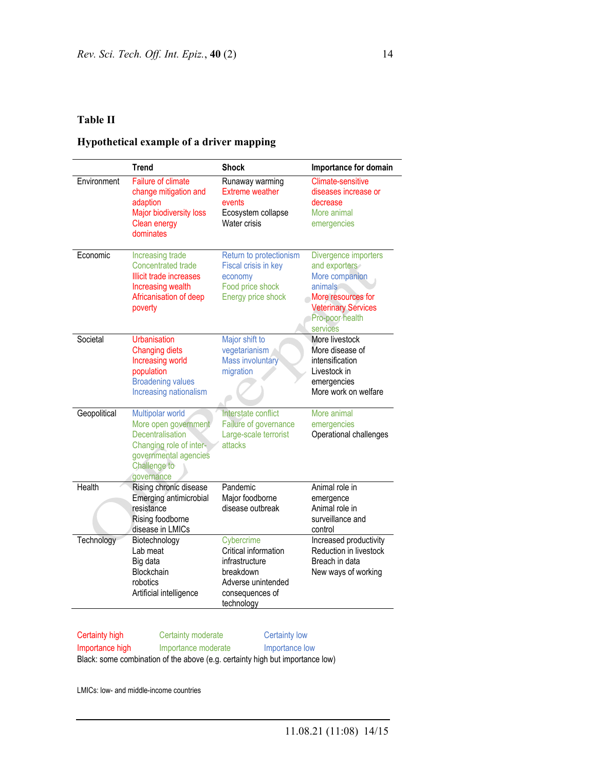**Table II**

**Hypothetical example of a driver mapping**

| | Trend | Shock | Importance for domain |
|---|---|---|---|
| Environment | Failure of climate change mitigation and adaption<br>Major biodiversity loss<br>Clean energy dominates | Runaway warming<br>Extreme weather events<br>Ecosystem collapse<br>Water crisis | Climate-sensitive diseases increase or decrease<br>More animal emergencies |
| Economic | Increasing trade<br>Concentrated trade<br>Illicit trade increases<br>Increasing wealth<br>Africanisation of deep poverty | Return to protectionism<br>Fiscal crisis in key economy<br>Food price shock<br>Energy price shock | Divergence importers and exporters<br>More companion animals<br>More resources for Veterinary Services<br>Pro-poor health services |
| Societal | Urbanisation<br>Changing diets<br>Increasing world population<br>Broadening values<br>Increasing nationalism | Major shift to vegetarianism<br>Mass involuntary migration | More livestock<br>More disease of intensification<br>Livestock in emergencies<br>More work on welfare |
| Geopolitical | Multipolar world<br>More open government<br>Decentralisation<br>Changing role of inter-governmental agencies<br>Challenge to governance | Interstate conflict<br>Failure of governance<br>Large-scale terrorist attacks | More animal emergencies<br>Operational challenges |
| Health | Rising chronic disease<br>Emerging antimicrobial resistance<br>Rising foodborne disease in LMICs | Pandemic<br>Major foodborne disease outbreak | Animal role in emergence<br>Animal role in surveillance and control |
| Technology | Biotechnology<br>Lab meat<br>Big data<br>Blockchain<br>robotics<br>Artificial intelligence | Cybercrime<br>Critical information infrastructure breakdown<br>Adverse unintended consequences of technology | Increased productivity<br>Reduction in livestock<br>Breach in data<br>New ways of working |

Certainty high / Importance high (red) &nbsp;&nbsp; Certainty moderate / Importance moderate (green) &nbsp;&nbsp; Certainty low / Importance low (blue)

Black: some combination of the above (e.g. certainty high but importance low)

LMICs: low- and middle-income countries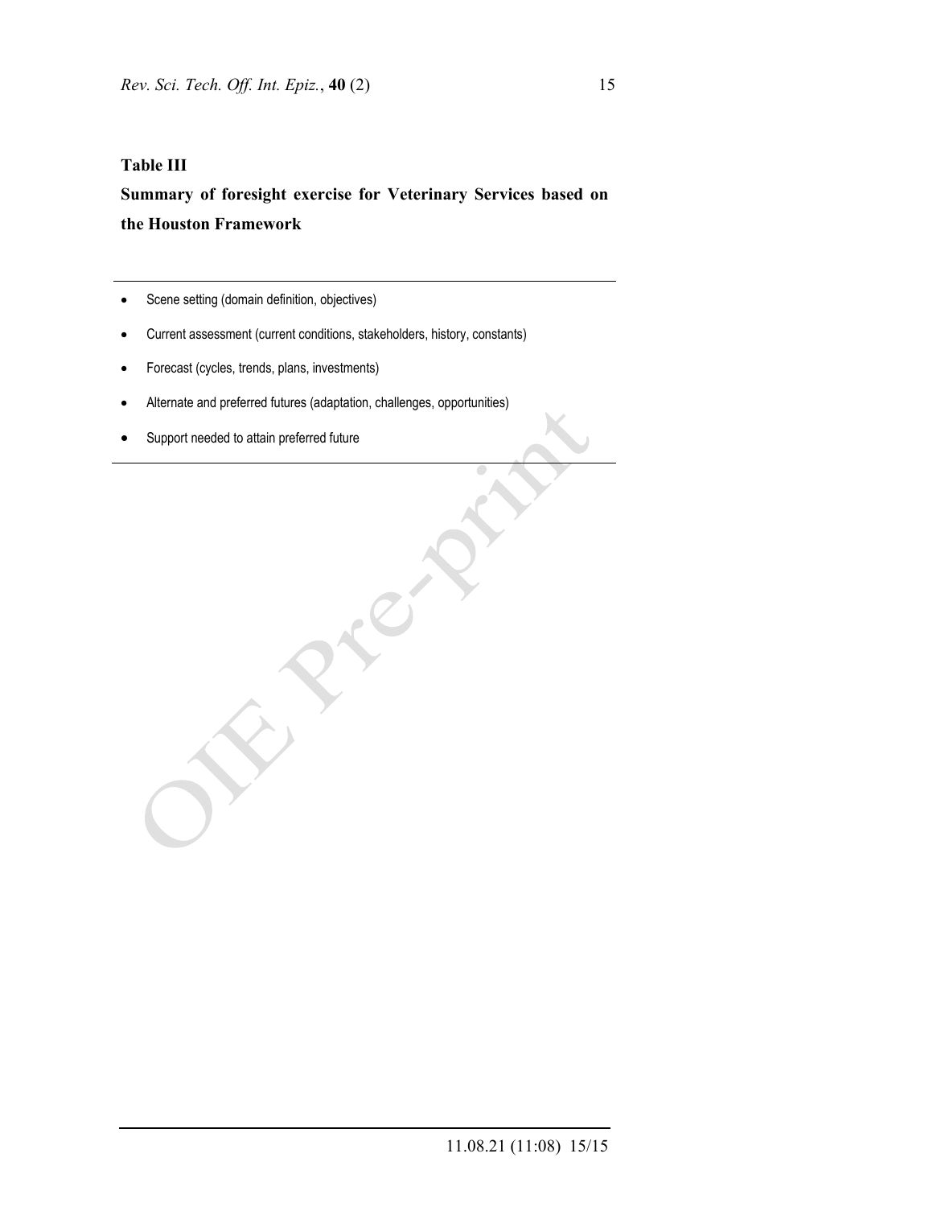**Table III**

**Summary of foresight exercise for Veterinary Services based on the Houston Framework**

- Scene setting (domain definition, objectives)
- Current assessment (current conditions, stakeholders, history, constants)
- Forecast (cycles, trends, plans, investments)
- Alternate and preferred futures (adaptation, challenges, opportunities)
- Support needed to attain preferred future